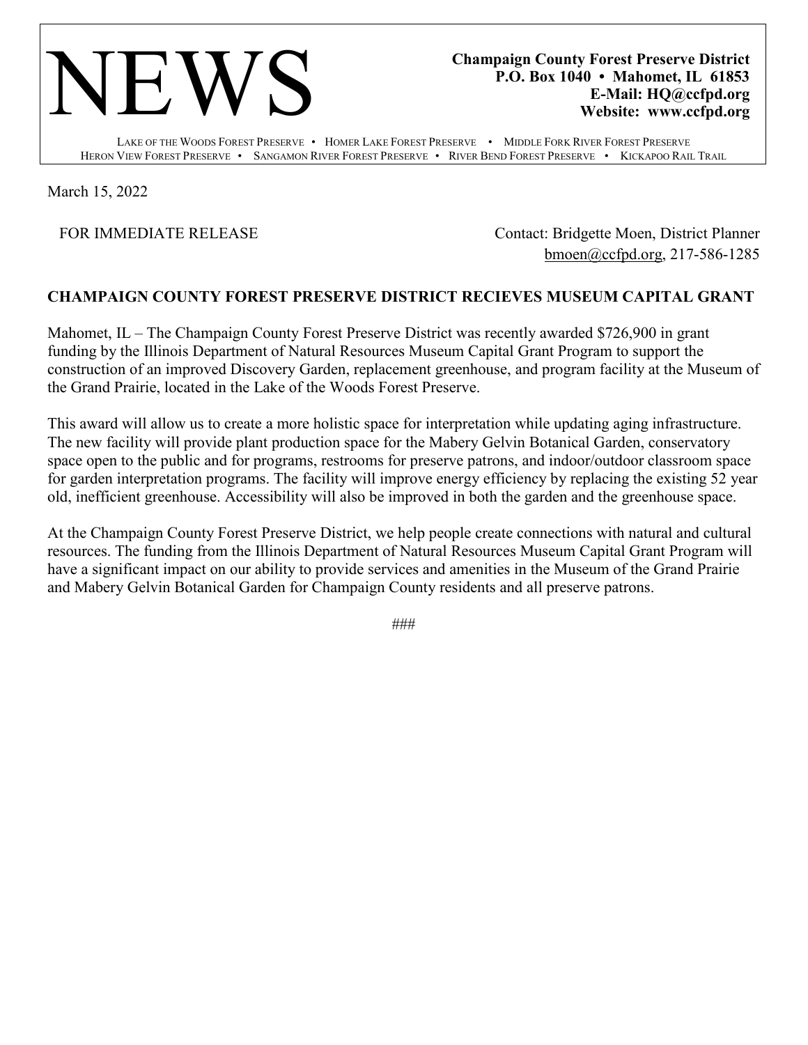# NEWS

**Champaign County Forest Preserve District**
**P.O. Box 1040 • Mahomet, IL 61853**
**E-Mail: HQ@ccfpd.org**
**Website: www.ccfpd.org**

LAKE OF THE WOODS FOREST PRESERVE • HOMER LAKE FOREST PRESERVE • MIDDLE FORK RIVER FOREST PRESERVE
HERON VIEW FOREST PRESERVE • SANGAMON RIVER FOREST PRESERVE • RIVER BEND FOREST PRESERVE • KICKAPOO RAIL TRAIL

March 15, 2022

FOR IMMEDIATE RELEASE

Contact: Bridgette Moen, District Planner
bmoen@ccfpd.org, 217-586-1285

**CHAMPAIGN COUNTY FOREST PRESERVE DISTRICT RECIEVES MUSEUM CAPITAL GRANT**

Mahomet, IL – The Champaign County Forest Preserve District was recently awarded $726,900 in grant funding by the Illinois Department of Natural Resources Museum Capital Grant Program to support the construction of an improved Discovery Garden, replacement greenhouse, and program facility at the Museum of the Grand Prairie, located in the Lake of the Woods Forest Preserve.

This award will allow us to create a more holistic space for interpretation while updating aging infrastructure. The new facility will provide plant production space for the Mabery Gelvin Botanical Garden, conservatory space open to the public and for programs, restrooms for preserve patrons, and indoor/outdoor classroom space for garden interpretation programs. The facility will improve energy efficiency by replacing the existing 52 year old, inefficient greenhouse. Accessibility will also be improved in both the garden and the greenhouse space.

At the Champaign County Forest Preserve District, we help people create connections with natural and cultural resources. The funding from the Illinois Department of Natural Resources Museum Capital Grant Program will have a significant impact on our ability to provide services and amenities in the Museum of the Grand Prairie and Mabery Gelvin Botanical Garden for Champaign County residents and all preserve patrons.

###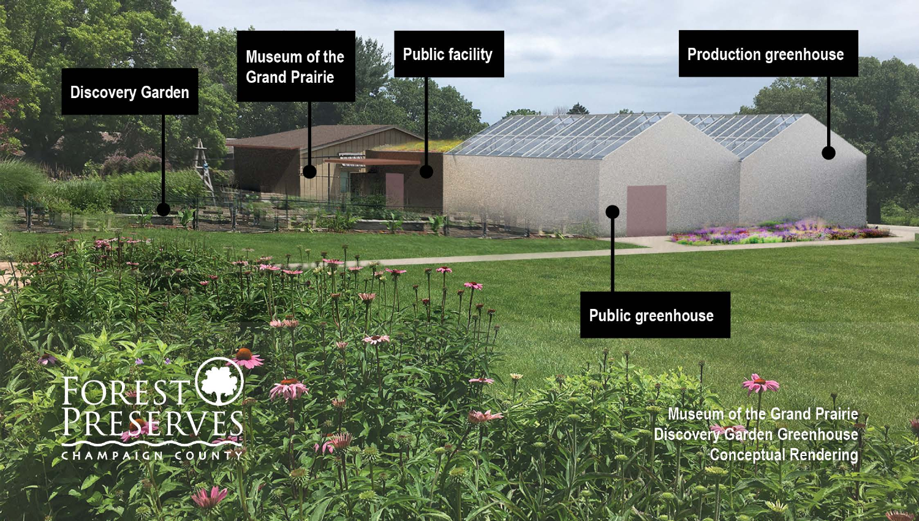Discovery Garden

Museum of the Grand Prairie

Public facility

Production greenhouse

Public greenhouse

FOREST PRESERVES
CHAMPAIGN COUNTY

Museum of the Grand Prairie
Discovery Garden Greenhouse
Conceptual Rendering